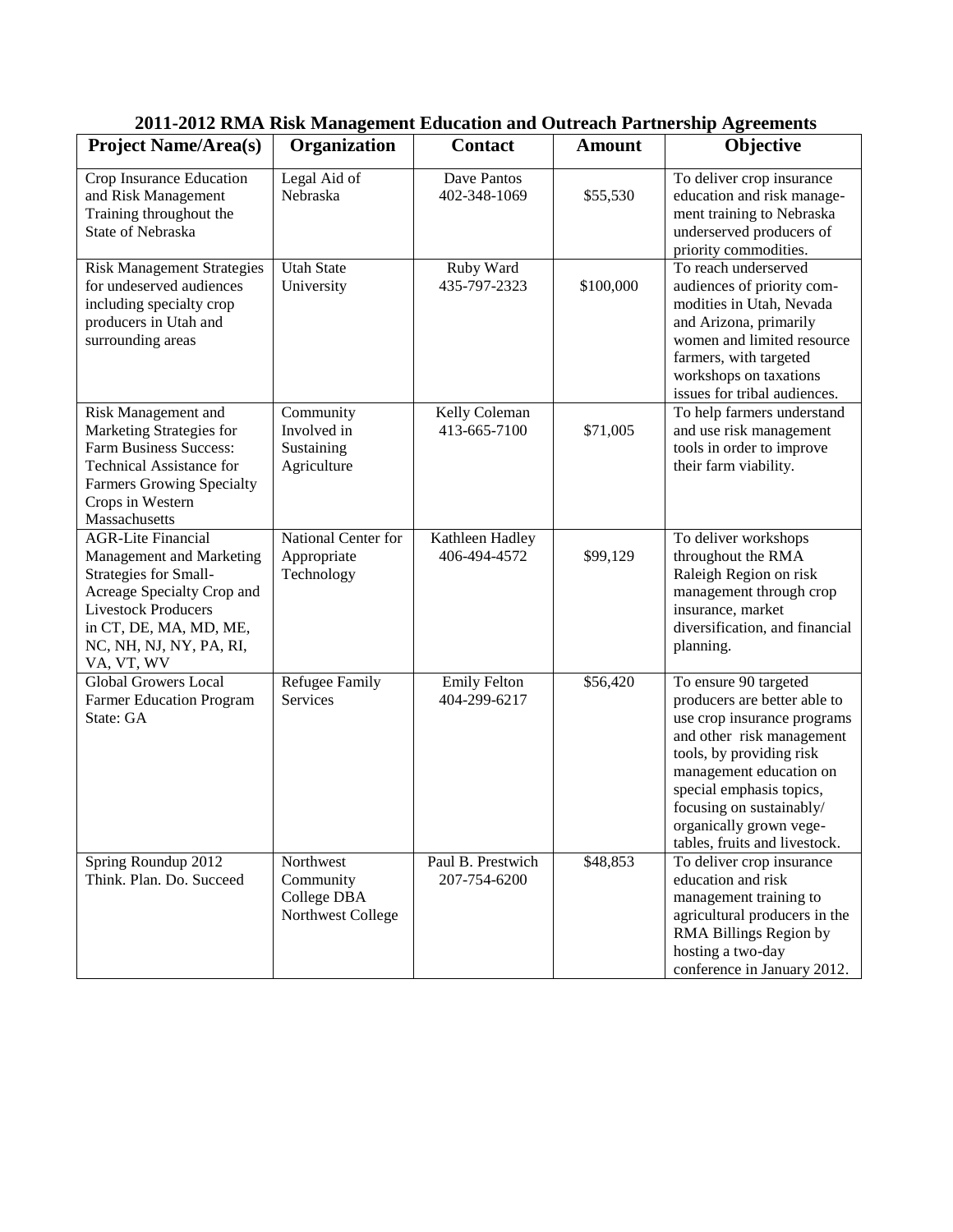# 2011-2012 RMA Risk Management Education and Outreach Partnership Agreements

| Project Name/Area(s) | Organization | Contact | Amount | Objective |
|---|---|---|---|---|
| Crop Insurance Education and Risk Management Training throughout the State of Nebraska | Legal Aid of Nebraska | Dave Pantos 402-348-1069 | \$55,530 | To deliver crop insurance education and risk management training to Nebraska underserved producers of priority commodities. |
| Risk Management Strategies for undeserved audiences including specialty crop producers in Utah and surrounding areas | Utah State University | Ruby Ward 435-797-2323 | \$100,000 | To reach underserved audiences of priority commodities in Utah, Nevada and Arizona, primarily women and limited resource farmers, with targeted workshops on taxations issues for tribal audiences. |
| Risk Management and Marketing Strategies for Farm Business Success: Technical Assistance for Farmers Growing Specialty Crops in Western Massachusetts | Community Involved in Sustaining Agriculture | Kelly Coleman 413-665-7100 | \$71,005 | To help farmers understand and use risk management tools in order to improve their farm viability. |
| AGR-Lite Financial Management and Marketing Strategies for Small-Acreage Specialty Crop and Livestock Producers in CT, DE, MA, MD, ME, NC, NH, NJ, NY, PA, RI, VA, VT, WV | National Center for Appropriate Technology | Kathleen Hadley 406-494-4572 | \$99,129 | To deliver workshops throughout the RMA Raleigh Region on risk management through crop insurance, market diversification, and financial planning. |
| Global Growers Local Farmer Education Program State: GA | Refugee Family Services | Emily Felton 404-299-6217 | \$56,420 | To ensure 90 targeted producers are better able to use crop insurance programs and other risk management tools, by providing risk management education on special emphasis topics, focusing on sustainably/ organically grown vegetables, fruits and livestock. |
| Spring Roundup 2012 Think. Plan. Do. Succeed | Northwest Community College DBA Northwest College | Paul B. Prestwich 207-754-6200 | \$48,853 | To deliver crop insurance education and risk management training to agricultural producers in the RMA Billings Region by hosting a two-day conference in January 2012. |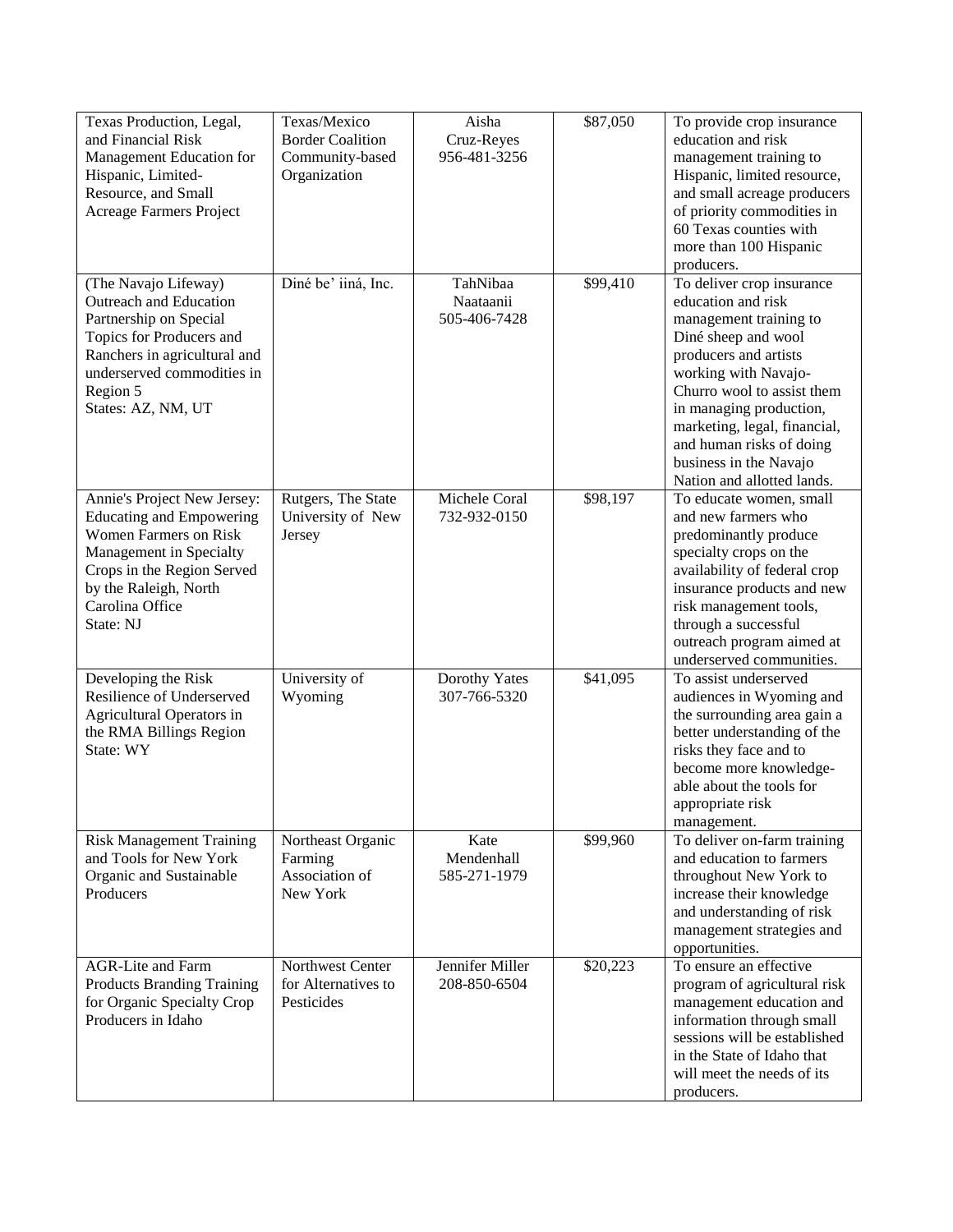| | | | | |
|---|---|---|---|---|
| Texas Production, Legal, and Financial Risk Management Education for Hispanic, Limited-Resource, and Small Acreage Farmers Project | Texas/Mexico Border Coalition Community-based Organization | Aisha Cruz-Reyes 956-481-3256 | $87,050 | To provide crop insurance education and risk management training to Hispanic, limited resource, and small acreage producers of priority commodities in 60 Texas counties with more than 100 Hispanic producers. |
| (The Navajo Lifeway) Outreach and Education Partnership on Special Topics for Producers and Ranchers in agricultural and underserved commodities in Region 5 States: AZ, NM, UT | Diné be' iiná, Inc. | TahNibaa Naataanii 505-406-7428 | $99,410 | To deliver crop insurance education and risk management training to Diné sheep and wool producers and artists working with Navajo-Churro wool to assist them in managing production, marketing, legal, financial, and human risks of doing business in the Navajo Nation and allotted lands. |
| Annie's Project New Jersey: Educating and Empowering Women Farmers on Risk Management in Specialty Crops in the Region Served by the Raleigh, North Carolina Office State: NJ | Rutgers, The State University of New Jersey | Michele Coral 732-932-0150 | $98,197 | To educate women, small and new farmers who predominantly produce specialty crops on the availability of federal crop insurance products and new risk management tools, through a successful outreach program aimed at underserved communities. |
| Developing the Risk Resilience of Underserved Agricultural Operators in the RMA Billings Region State: WY | University of Wyoming | Dorothy Yates 307-766-5320 | $41,095 | To assist underserved audiences in Wyoming and the surrounding area gain a better understanding of the risks they face and to become more knowledge-able about the tools for appropriate risk management. |
| Risk Management Training and Tools for New York Organic and Sustainable Producers | Northeast Organic Farming Association of New York | Kate Mendenhall 585-271-1979 | $99,960 | To deliver on-farm training and education to farmers throughout New York to increase their knowledge and understanding of risk management strategies and opportunities. |
| AGR-Lite and Farm Products Branding Training for Organic Specialty Crop Producers in Idaho | Northwest Center for Alternatives to Pesticides | Jennifer Miller 208-850-6504 | $20,223 | To ensure an effective program of agricultural risk management education and information through small sessions will be established in the State of Idaho that will meet the needs of its producers. |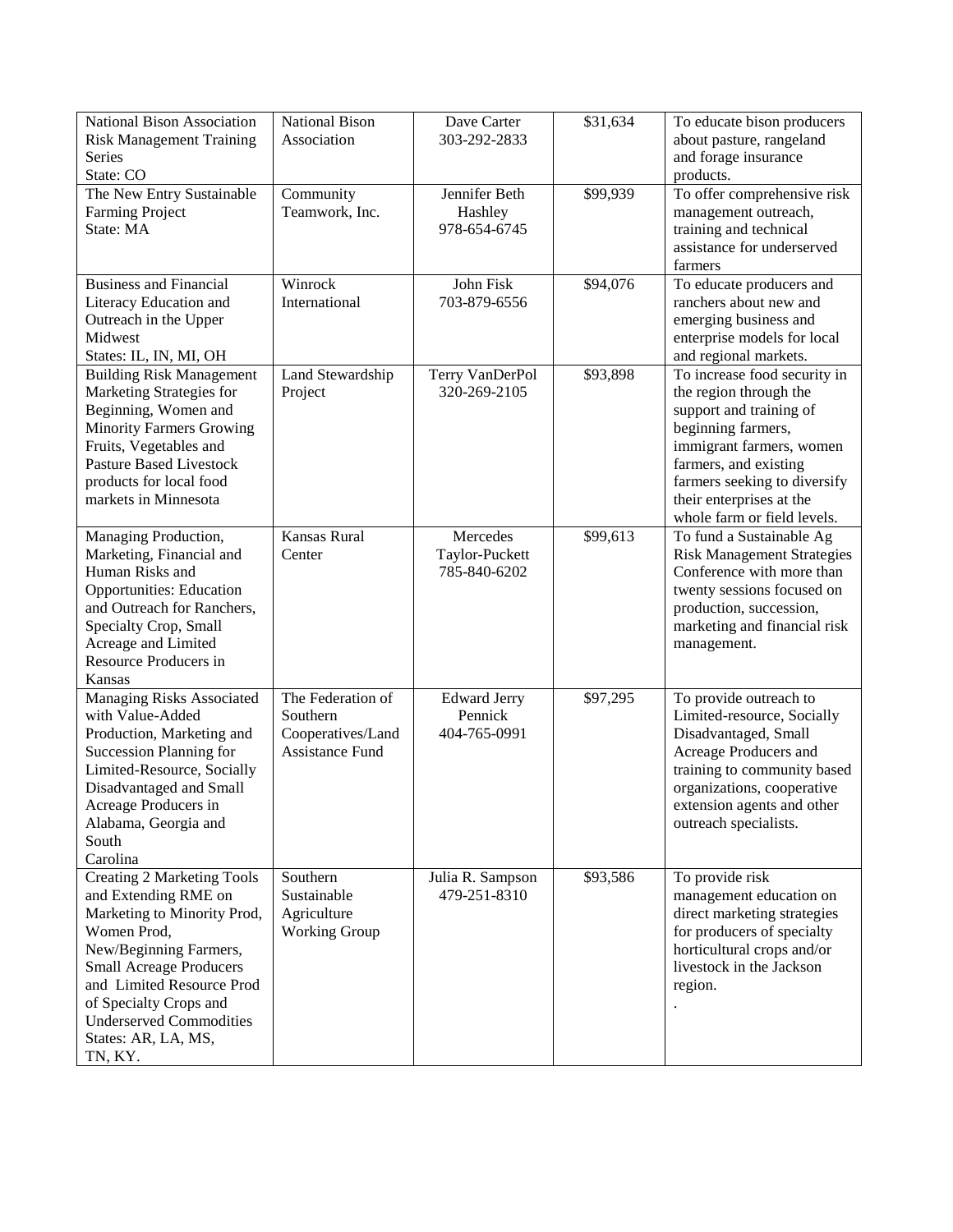| National Bison Association Risk Management Training Series<br>State: CO | National Bison Association | Dave Carter<br>303-292-2833 | $31,634 | To educate bison producers about pasture, rangeland and forage insurance products. |
|---|---|---|---|---|
| The New Entry Sustainable Farming Project<br>State: MA | Community Teamwork, Inc. | Jennifer Beth Hashley<br>978-654-6745 | $99,939 | To offer comprehensive risk management outreach, training and technical assistance for underserved farmers |
| Business and Financial Literacy Education and Outreach in the Upper Midwest<br>States: IL, IN, MI, OH | Winrock International | John Fisk<br>703-879-6556 | $94,076 | To educate producers and ranchers about new and emerging business and enterprise models for local and regional markets. |
| Building Risk Management Marketing Strategies for Beginning, Women and Minority Farmers Growing Fruits, Vegetables and Pasture Based Livestock products for local food markets in Minnesota | Land Stewardship Project | Terry VanDerPol<br>320-269-2105 | $93,898 | To increase food security in the region through the support and training of beginning farmers, immigrant farmers, women farmers, and existing farmers seeking to diversify their enterprises at the whole farm or field levels. |
| Managing Production, Marketing, Financial and Human Risks and Opportunities: Education and Outreach for Ranchers, Specialty Crop, Small Acreage and Limited Resource Producers in Kansas | Kansas Rural Center | Mercedes Taylor-Puckett<br>785-840-6202 | $99,613 | To fund a Sustainable Ag Risk Management Strategies Conference with more than twenty sessions focused on production, succession, marketing and financial risk management. |
| Managing Risks Associated with Value-Added Production, Marketing and Succession Planning for Limited-Resource, Socially Disadvantaged and Small Acreage Producers in Alabama, Georgia and South Carolina | The Federation of Southern Cooperatives/Land Assistance Fund | Edward Jerry Pennick<br>404-765-0991 | $97,295 | To provide outreach to Limited-resource, Socially Disadvantaged, Small Acreage Producers and training to community based organizations, cooperative extension agents and other outreach specialists. |
| Creating 2 Marketing Tools and Extending RME on Marketing to Minority Prod, Women Prod, New/Beginning Farmers, Small Acreage Producers and Limited Resource Prod of Specialty Crops and Underserved Commodities<br>States: AR, LA, MS, TN, KY. | Southern Sustainable Agriculture Working Group | Julia R. Sampson<br>479-251-8310 | $93,586 | To provide risk management education on direct marketing strategies for producers of specialty horticultural crops and/or livestock in the Jackson region. |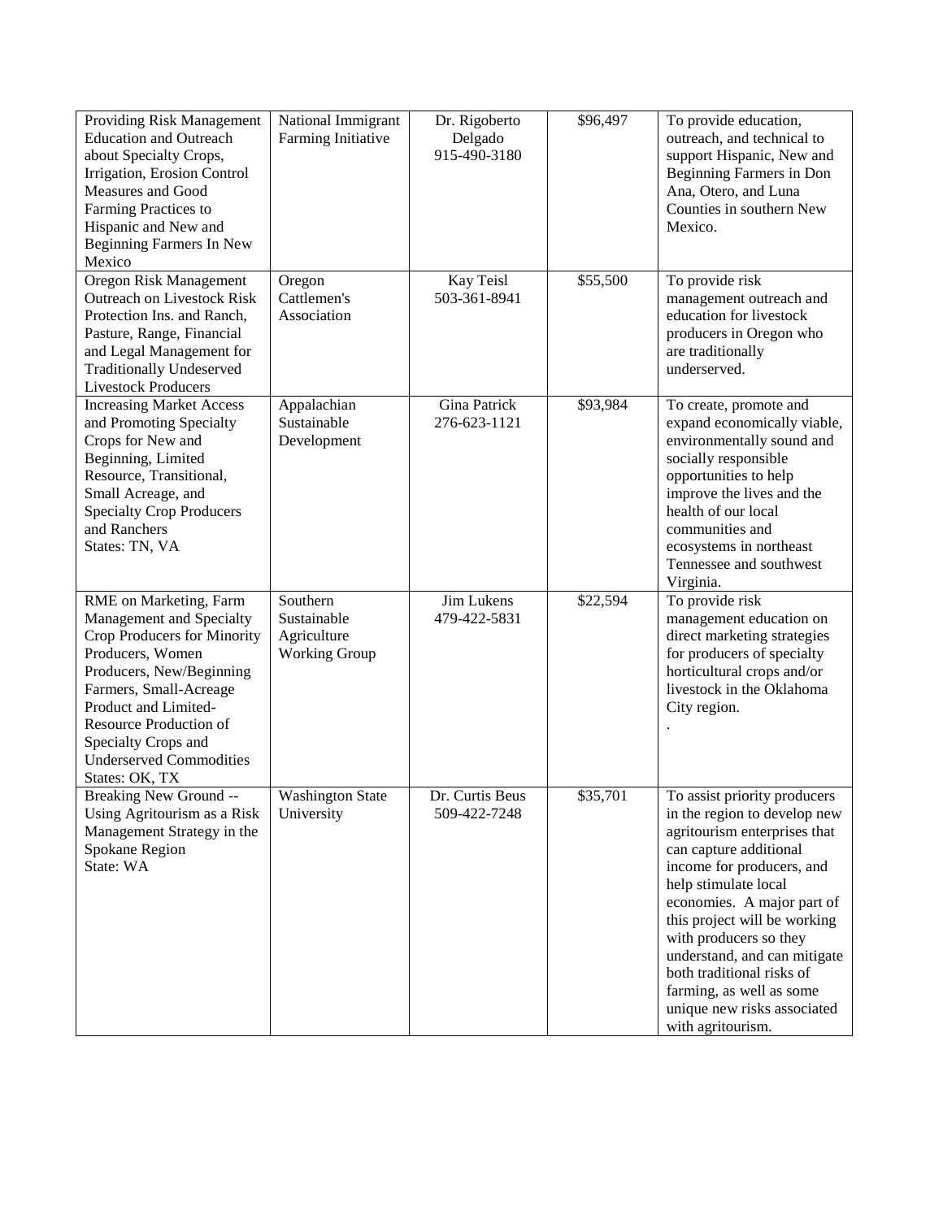| | | | | |
|---|---|---|---|---|
| Providing Risk Management Education and Outreach about Specialty Crops, Irrigation, Erosion Control Measures and Good Farming Practices to Hispanic and New and Beginning Farmers In New Mexico | National Immigrant Farming Initiative | Dr. Rigoberto Delgado 915-490-3180 | $96,497 | To provide education, outreach, and technical to support Hispanic, New and Beginning Farmers in Don Ana, Otero, and Luna Counties in southern New Mexico. |
| Oregon Risk Management Outreach on Livestock Risk Protection Ins. and Ranch, Pasture, Range, Financial and Legal Management for Traditionally Undeserved Livestock Producers | Oregon Cattlemen's Association | Kay Teisl 503-361-8941 | $55,500 | To provide risk management outreach and education for livestock producers in Oregon who are traditionally underserved. |
| Increasing Market Access and Promoting Specialty Crops for New and Beginning, Limited Resource, Transitional, Small Acreage, and Specialty Crop Producers and Ranchers States: TN, VA | Appalachian Sustainable Development | Gina Patrick 276-623-1121 | $93,984 | To create, promote and expand economically viable, environmentally sound and socially responsible opportunities to help improve the lives and the health of our local communities and ecosystems in northeast Tennessee and southwest Virginia. |
| RME on Marketing, Farm Management and Specialty Crop Producers for Minority Producers, Women Producers, New/Beginning Farmers, Small-Acreage Product and Limited-Resource Production of Specialty Crops and Underserved Commodities States: OK, TX | Southern Sustainable Agriculture Working Group | Jim Lukens 479-422-5831 | $22,594 | To provide risk management education on direct marketing strategies for producers of specialty horticultural crops and/or livestock in the Oklahoma City region. . |
| Breaking New Ground -- Using Agritourism as a Risk Management Strategy in the Spokane Region State: WA | Washington State University | Dr. Curtis Beus 509-422-7248 | $35,701 | To assist priority producers in the region to develop new agritourism enterprises that can capture additional income for producers, and help stimulate local economies. A major part of this project will be working with producers so they understand, and can mitigate both traditional risks of farming, as well as some unique new risks associated with agritourism. |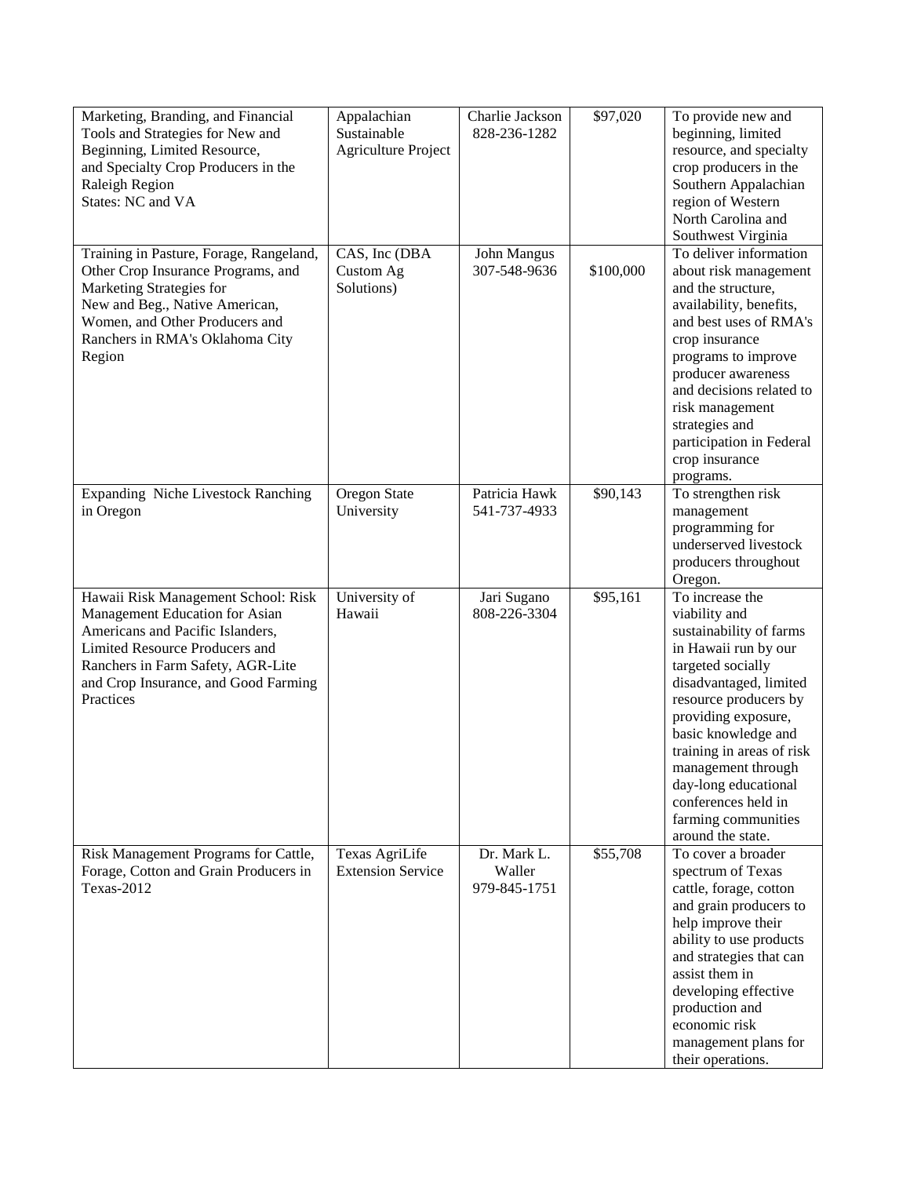| Marketing, Branding, and Financial Tools and Strategies for New and Beginning, Limited Resource, and Specialty Crop Producers in the Raleigh Region<br>States: NC and VA | Appalachian Sustainable Agriculture Project | Charlie Jackson<br>828-236-1282 | $97,020 | To provide new and beginning, limited resource, and specialty crop producers in the Southern Appalachian region of Western North Carolina and Southwest Virginia |
|---|---|---|---|---|
| Training in Pasture, Forage, Rangeland, Other Crop Insurance Programs, and Marketing Strategies for New and Beg., Native American, Women, and Other Producers and Ranchers in RMA's Oklahoma City Region | CAS, Inc (DBA Custom Ag Solutions) | John Mangus<br>307-548-9636 | $100,000 | To deliver information about risk management and the structure, availability, benefits, and best uses of RMA's crop insurance programs to improve producer awareness and decisions related to risk management strategies and participation in Federal crop insurance programs. |
| Expanding Niche Livestock Ranching in Oregon | Oregon State University | Patricia Hawk<br>541-737-4933 | $90,143 | To strengthen risk management programming for underserved livestock producers throughout Oregon. |
| Hawaii Risk Management School: Risk Management Education for Asian Americans and Pacific Islanders, Limited Resource Producers and Ranchers in Farm Safety, AGR-Lite and Crop Insurance, and Good Farming Practices | University of Hawaii | Jari Sugano<br>808-226-3304 | $95,161 | To increase the viability and sustainability of farms in Hawaii run by our targeted socially disadvantaged, limited resource producers by providing exposure, basic knowledge and training in areas of risk management through day-long educational conferences held in farming communities around the state. |
| Risk Management Programs for Cattle, Forage, Cotton and Grain Producers in Texas-2012 | Texas AgriLife Extension Service | Dr. Mark L. Waller<br>979-845-1751 | $55,708 | To cover a broader spectrum of Texas cattle, forage, cotton and grain producers to help improve their ability to use products and strategies that can assist them in developing effective production and economic risk management plans for their operations. |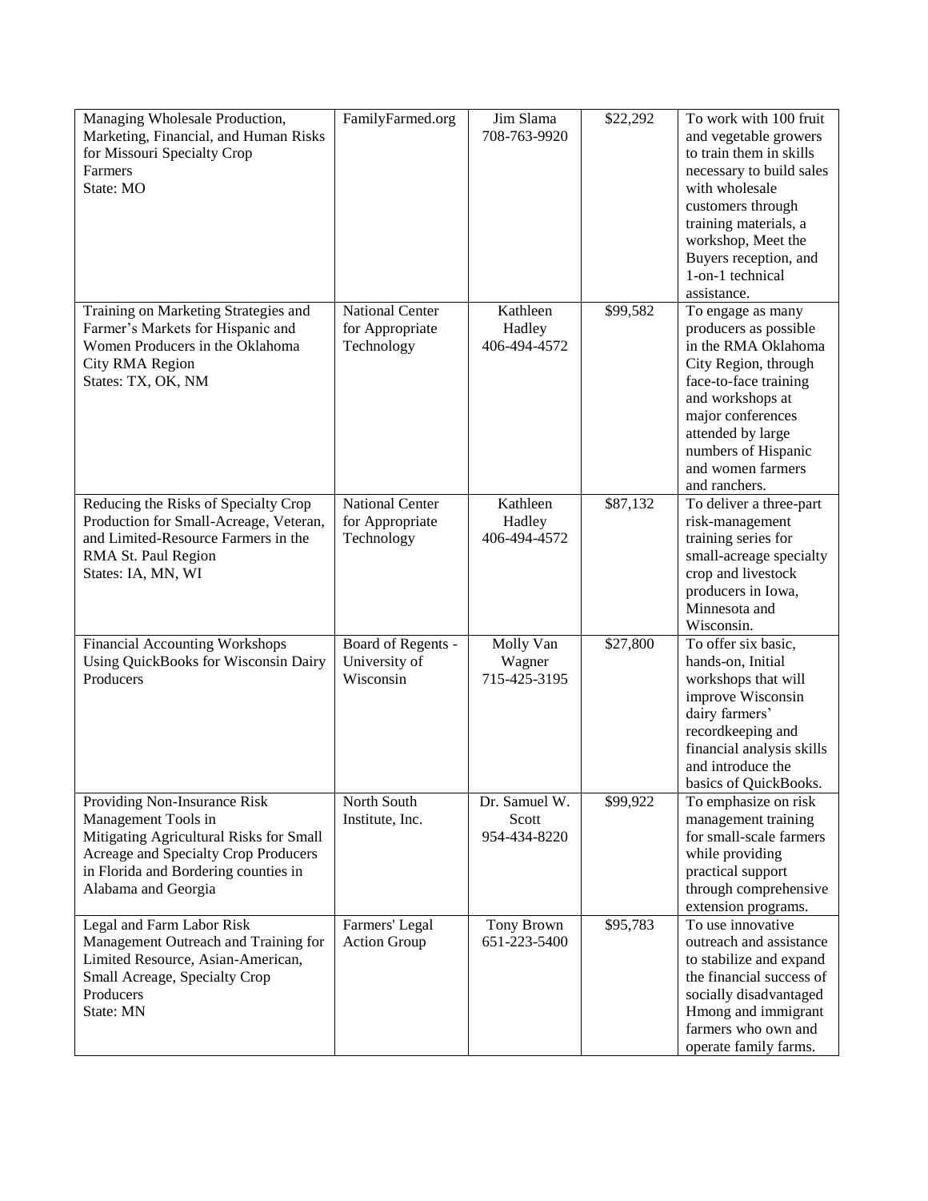| Managing Wholesale Production, Marketing, Financial, and Human Risks for Missouri Specialty Crop Farmers<br>State: MO | FamilyFarmed.org | Jim Slama<br>708-763-9920 | \$22,292 | To work with 100 fruit and vegetable growers to train them in skills necessary to build sales with wholesale customers through training materials, a workshop, Meet the Buyers reception, and 1-on-1 technical assistance. |
|---|---|---|---|---|
| Training on Marketing Strategies and Farmer's Markets for Hispanic and Women Producers in the Oklahoma City RMA Region<br>States: TX, OK, NM | National Center for Appropriate Technology | Kathleen Hadley<br>406-494-4572 | \$99,582 | To engage as many producers as possible in the RMA Oklahoma City Region, through face-to-face training and workshops at major conferences attended by large numbers of Hispanic and women farmers and ranchers. |
| Reducing the Risks of Specialty Crop Production for Small-Acreage, Veteran, and Limited-Resource Farmers in the RMA St. Paul Region<br>States: IA, MN, WI | National Center for Appropriate Technology | Kathleen Hadley<br>406-494-4572 | \$87,132 | To deliver a three-part risk-management training series for small-acreage specialty crop and livestock producers in Iowa, Minnesota and Wisconsin. |
| Financial Accounting Workshops Using QuickBooks for Wisconsin Dairy Producers | Board of Regents - University of Wisconsin | Molly Van Wagner<br>715-425-3195 | \$27,800 | To offer six basic, hands-on, Initial workshops that will improve Wisconsin dairy farmers' recordkeeping and financial analysis skills and introduce the basics of QuickBooks. |
| Providing Non-Insurance Risk Management Tools in Mitigating Agricultural Risks for Small Acreage and Specialty Crop Producers in Florida and Bordering counties in Alabama and Georgia | North South Institute, Inc. | Dr. Samuel W. Scott<br>954-434-8220 | \$99,922 | To emphasize on risk management training for small-scale farmers while providing practical support through comprehensive extension programs. |
| Legal and Farm Labor Risk Management Outreach and Training for Limited Resource, Asian-American, Small Acreage, Specialty Crop Producers<br>State: MN | Farmers' Legal Action Group | Tony Brown<br>651-223-5400 | \$95,783 | To use innovative outreach and assistance to stabilize and expand the financial success of socially disadvantaged Hmong and immigrant farmers who own and operate family farms. |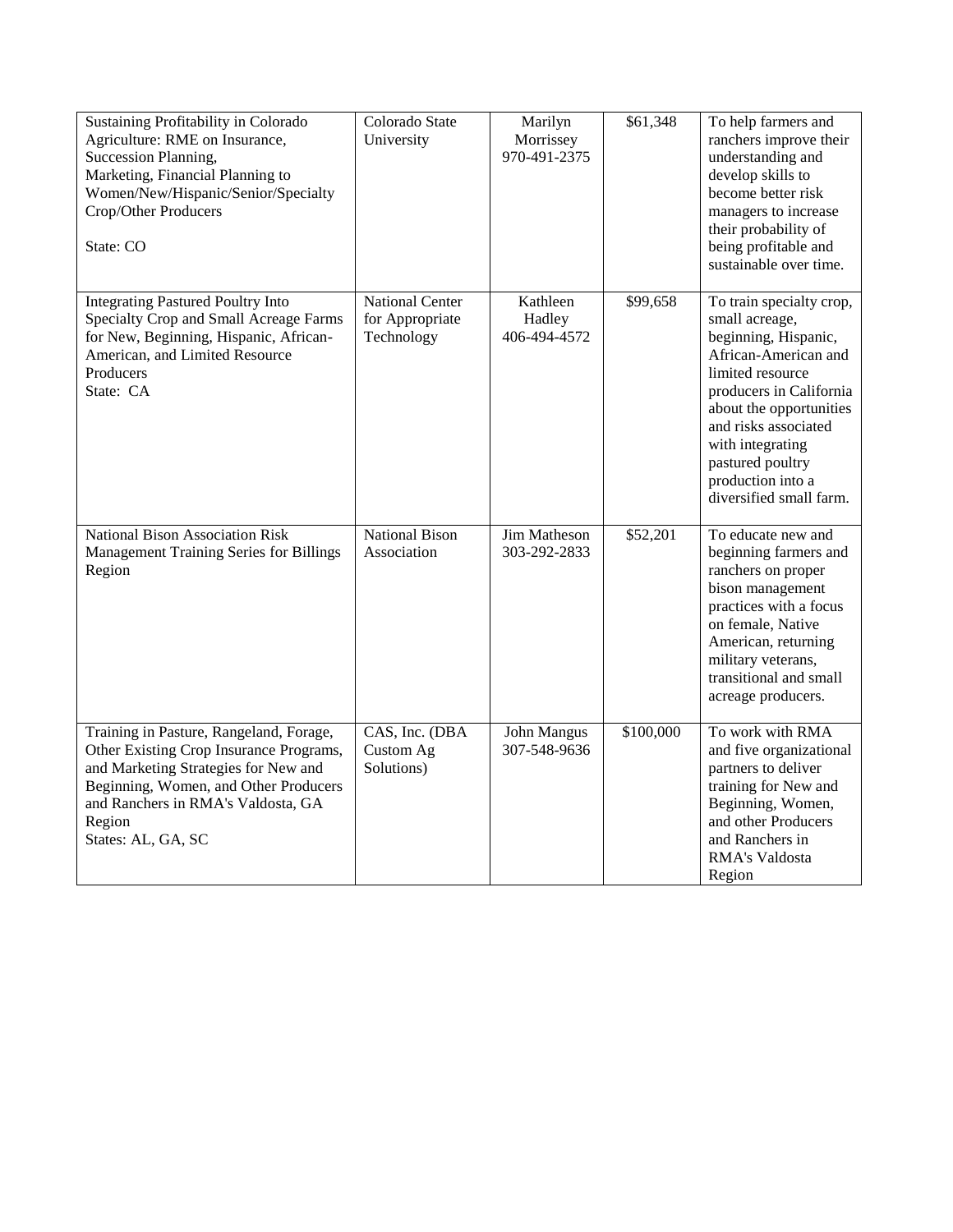| | | | | |
|---|---|---|---|---|
| Sustaining Profitability in Colorado Agriculture: RME on Insurance, Succession Planning, Marketing, Financial Planning to Women/New/Hispanic/Senior/Specialty Crop/Other Producers<br><br>State: CO | Colorado State University | Marilyn Morrissey 970-491-2375 | $61,348 | To help farmers and ranchers improve their understanding and develop skills to become better risk managers to increase their probability of being profitable and sustainable over time. |
| Integrating Pastured Poultry Into Specialty Crop and Small Acreage Farms for New, Beginning, Hispanic, African-American, and Limited Resource Producers<br>State: CA | National Center for Appropriate Technology | Kathleen Hadley 406-494-4572 | $99,658 | To train specialty crop, small acreage, beginning, Hispanic, African-American and limited resource producers in California about the opportunities and risks associated with integrating pastured poultry production into a diversified small farm. |
| National Bison Association Risk Management Training Series for Billings Region | National Bison Association | Jim Matheson 303-292-2833 | $52,201 | To educate new and beginning farmers and ranchers on proper bison management practices with a focus on female, Native American, returning military veterans, transitional and small acreage producers. |
| Training in Pasture, Rangeland, Forage, Other Existing Crop Insurance Programs, and Marketing Strategies for New and Beginning, Women, and Other Producers and Ranchers in RMA's Valdosta, GA Region<br>States: AL, GA, SC | CAS, Inc. (DBA Custom Ag Solutions) | John Mangus 307-548-9636 | $100,000 | To work with RMA and five organizational partners to deliver training for New and Beginning, Women, and other Producers and Ranchers in RMA's Valdosta Region |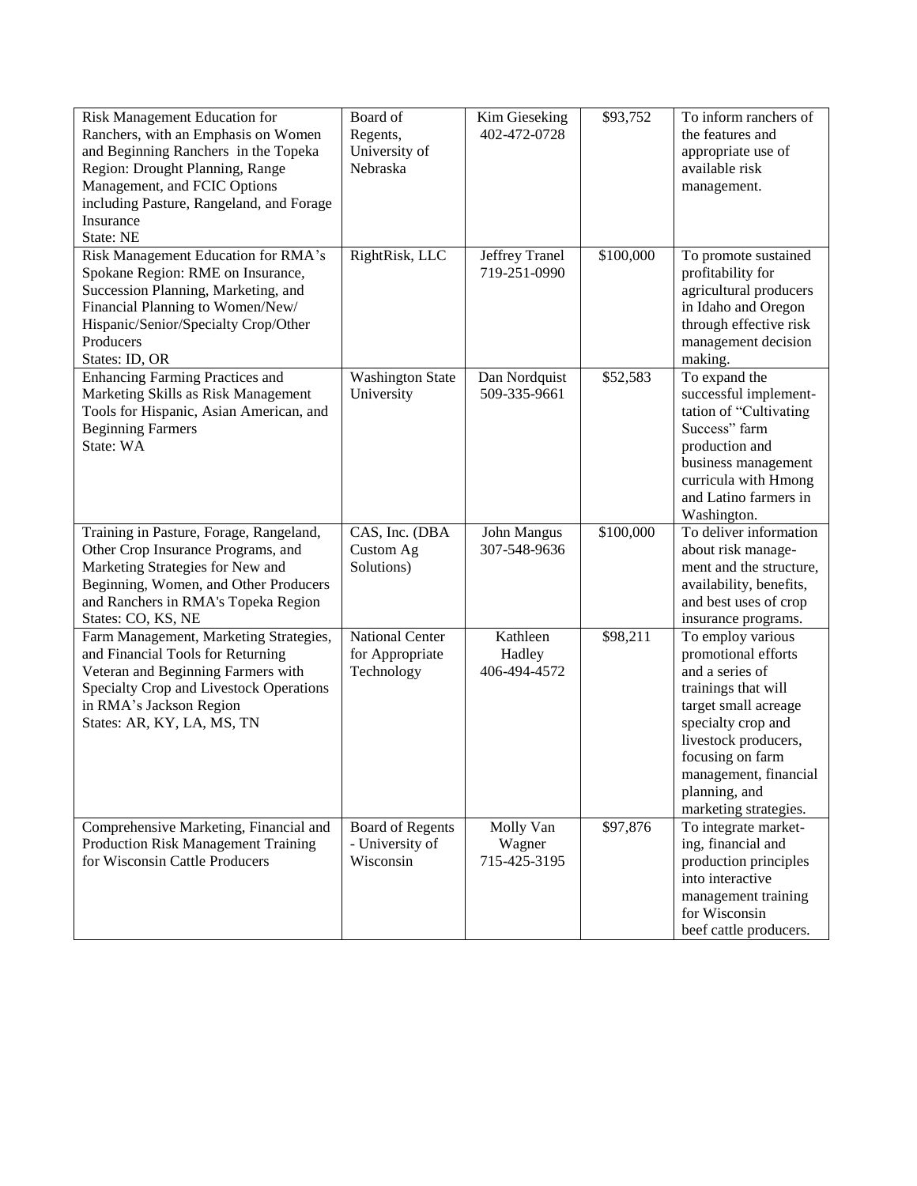| | | | | |
|---|---|---|---|---|
| Risk Management Education for Ranchers, with an Emphasis on Women and Beginning Ranchers in the Topeka Region: Drought Planning, Range Management, and FCIC Options including Pasture, Rangeland, and Forage Insurance<br>State: NE | Board of Regents, University of Nebraska | Kim Gieseking<br>402-472-0728 | $93,752 | To inform ranchers of the features and appropriate use of available risk management. |
| Risk Management Education for RMA's Spokane Region: RME on Insurance, Succession Planning, Marketing, and Financial Planning to Women/New/ Hispanic/Senior/Specialty Crop/Other Producers<br>States: ID, OR | RightRisk, LLC | Jeffrey Tranel<br>719-251-0990 | $100,000 | To promote sustained profitability for agricultural producers in Idaho and Oregon through effective risk management decision making. |
| Enhancing Farming Practices and Marketing Skills as Risk Management Tools for Hispanic, Asian American, and Beginning Farmers<br>State: WA | Washington State University | Dan Nordquist<br>509-335-9661 | $52,583 | To expand the successful implement-tation of "Cultivating Success" farm production and business management curricula with Hmong and Latino farmers in Washington. |
| Training in Pasture, Forage, Rangeland, Other Crop Insurance Programs, and Marketing Strategies for New and Beginning, Women, and Other Producers and Ranchers in RMA's Topeka Region<br>States: CO, KS, NE | CAS, Inc. (DBA Custom Ag Solutions) | John Mangus<br>307-548-9636 | $100,000 | To deliver information about risk manage-ment and the structure, availability, benefits, and best uses of crop insurance programs. |
| Farm Management, Marketing Strategies, and Financial Tools for Returning Veteran and Beginning Farmers with Specialty Crop and Livestock Operations in RMA's Jackson Region<br>States: AR, KY, LA, MS, TN | National Center for Appropriate Technology | Kathleen Hadley<br>406-494-4572 | $98,211 | To employ various promotional efforts and a series of trainings that will target small acreage specialty crop and livestock producers, focusing on farm management, financial planning, and marketing strategies. |
| Comprehensive Marketing, Financial and Production Risk Management Training for Wisconsin Cattle Producers | Board of Regents - University of Wisconsin | Molly Van Wagner<br>715-425-3195 | $97,876 | To integrate market-ing, financial and production principles into interactive management training for Wisconsin beef cattle producers. |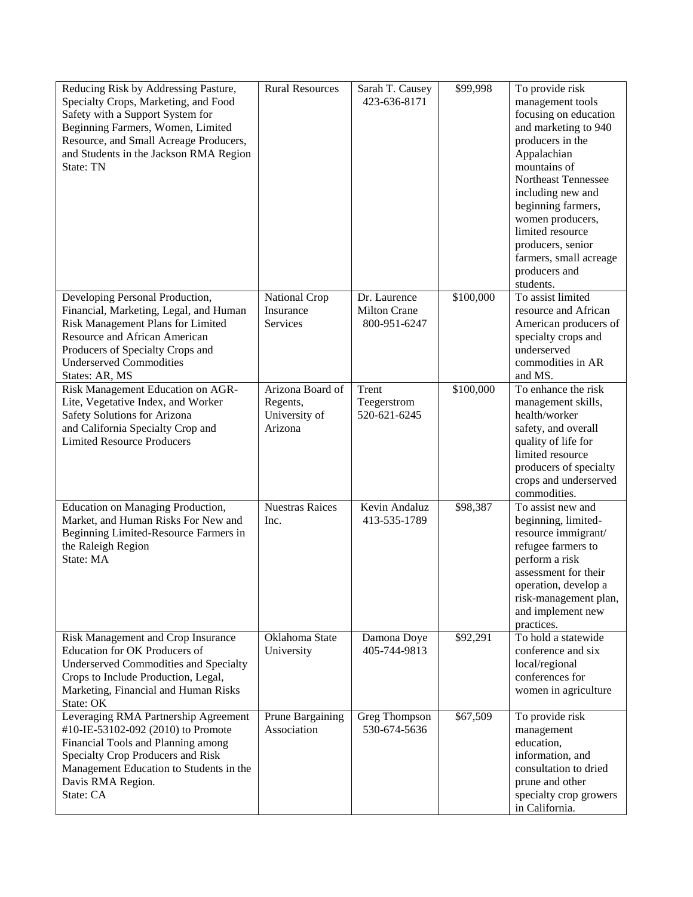| | | | | |
|---|---|---|---|---|
| Reducing Risk by Addressing Pasture, Specialty Crops, Marketing, and Food Safety with a Support System for Beginning Farmers, Women, Limited Resource, and Small Acreage Producers, and Students in the Jackson RMA Region<br>State: TN | Rural Resources | Sarah T. Causey<br>423-636-8171 | $99,998 | To provide risk management tools focusing on education and marketing to 940 producers in the Appalachian mountains of Northeast Tennessee including new and beginning farmers, women producers, limited resource producers, senior farmers, small acreage producers and students. |
| Developing Personal Production, Financial, Marketing, Legal, and Human Risk Management Plans for Limited Resource and African American Producers of Specialty Crops and Underserved Commodities<br>States: AR, MS | National Crop Insurance Services | Dr. Laurence Milton Crane<br>800-951-6247 | $100,000 | To assist limited resource and African American producers of specialty crops and underserved commodities in AR and MS. |
| Risk Management Education on AGR-Lite, Vegetative Index, and Worker Safety Solutions for Arizona and California Specialty Crop and Limited Resource Producers | Arizona Board of Regents, University of Arizona | Trent Teegerstrom<br>520-621-6245 | $100,000 | To enhance the risk management skills, health/worker safety, and overall quality of life for limited resource producers of specialty crops and underserved commodities. |
| Education on Managing Production, Market, and Human Risks For New and Beginning Limited-Resource Farmers in the Raleigh Region<br>State: MA | Nuestras Raices Inc. | Kevin Andaluz<br>413-535-1789 | $98,387 | To assist new and beginning, limited-resource immigrant/ refugee farmers to perform a risk assessment for their operation, develop a risk-management plan, and implement new practices. |
| Risk Management and Crop Insurance Education for OK Producers of Underserved Commodities and Specialty Crops to Include Production, Legal, Marketing, Financial and Human Risks<br>State: OK | Oklahoma State University | Damona Doye<br>405-744-9813 | $92,291 | To hold a statewide conference and six local/regional conferences for women in agriculture |
| Leveraging RMA Partnership Agreement #10-IE-53102-092 (2010) to Promote Financial Tools and Planning among Specialty Crop Producers and Risk Management Education to Students in the Davis RMA Region.<br>State: CA | Prune Bargaining Association | Greg Thompson<br>530-674-5636 | $67,509 | To provide risk management education, information, and consultation to dried prune and other specialty crop growers in California. |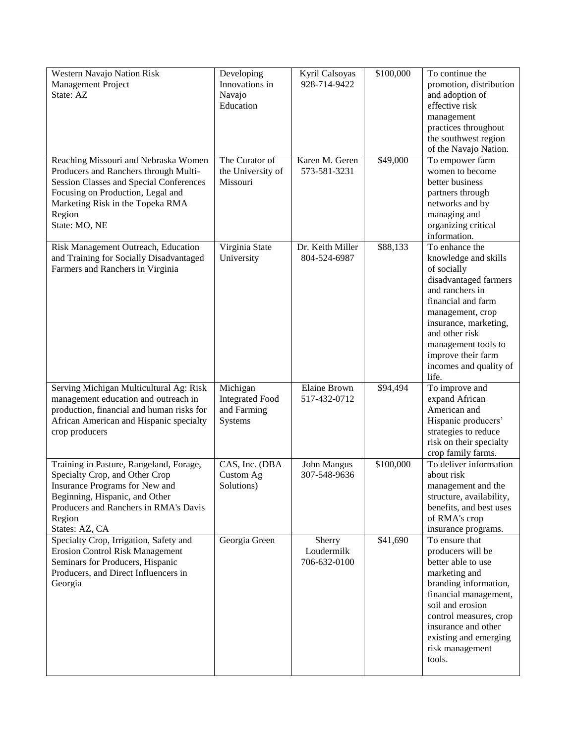| | | | | |
|---|---|---|---|---|
| Western Navajo Nation Risk Management Project<br>State: AZ | Developing Innovations in Navajo Education | Kyril Calsoyas<br>928-714-9422 | \$100,000 | To continue the promotion, distribution and adoption of effective risk management practices throughout the southwest region of the Navajo Nation. |
| Reaching Missouri and Nebraska Women Producers and Ranchers through Multi-Session Classes and Special Conferences Focusing on Production, Legal and Marketing Risk in the Topeka RMA Region<br>State: MO, NE | The Curator of the University of Missouri | Karen M. Geren<br>573-581-3231 | \$49,000 | To empower farm women to become better business partners through networks and by managing and organizing critical information. |
| Risk Management Outreach, Education and Training for Socially Disadvantaged Farmers and Ranchers in Virginia | Virginia State University | Dr. Keith Miller<br>804-524-6987 | \$88,133 | To enhance the knowledge and skills of socially disadvantaged farmers and ranchers in financial and farm management, crop insurance, marketing, and other risk management tools to improve their farm incomes and quality of life. |
| Serving Michigan Multicultural Ag: Risk management education and outreach in production, financial and human risks for African American and Hispanic specialty crop producers | Michigan Integrated Food and Farming Systems | Elaine Brown<br>517-432-0712 | \$94,494 | To improve and expand African American and Hispanic producers' strategies to reduce risk on their specialty crop family farms. |
| Training in Pasture, Rangeland, Forage, Specialty Crop, and Other Crop Insurance Programs for New and Beginning, Hispanic, and Other Producers and Ranchers in RMA's Davis Region<br>States: AZ, CA | CAS, Inc. (DBA Custom Ag Solutions) | John Mangus<br>307-548-9636 | \$100,000 | To deliver information about risk management and the structure, availability, benefits, and best uses of RMA's crop insurance programs. |
| Specialty Crop, Irrigation, Safety and Erosion Control Risk Management Seminars for Producers, Hispanic Producers, and Direct Influencers in Georgia | Georgia Green | Sherry Loudermilk<br>706-632-0100 | \$41,690 | To ensure that producers will be better able to use marketing and branding information, financial management, soil and erosion control measures, crop insurance and other existing and emerging risk management tools. |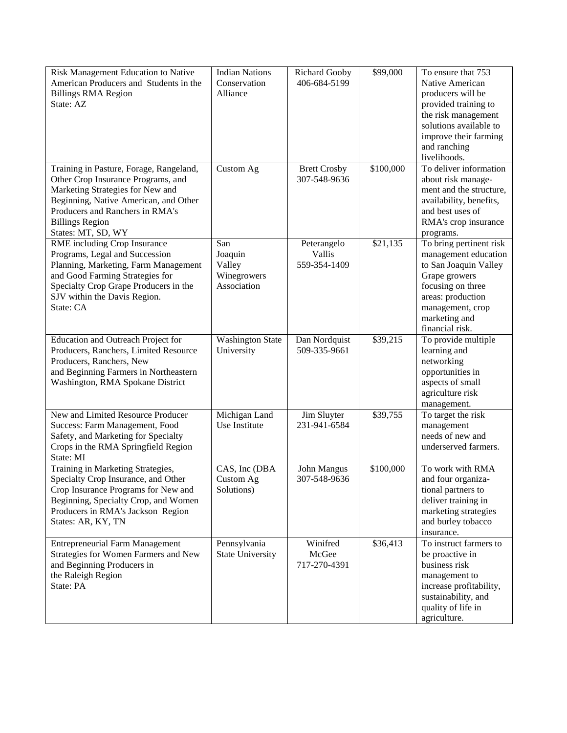| | | | | |
|---|---|---|---|---|
| Risk Management Education to Native American Producers and Students in the Billings RMA Region<br>State: AZ | Indian Nations Conservation Alliance | Richard Gooby<br>406-684-5199 | $99,000 | To ensure that 753 Native American producers will be provided training to the risk management solutions available to improve their farming and ranching livelihoods. |
| Training in Pasture, Forage, Rangeland, Other Crop Insurance Programs, and Marketing Strategies for New and Beginning, Native American, and Other Producers and Ranchers in RMA's Billings Region<br>States: MT, SD, WY | Custom Ag | Brett Crosby<br>307-548-9636 | $100,000 | To deliver information about risk management and the structure, availability, benefits, and best uses of RMA's crop insurance programs. |
| RME including Crop Insurance Programs, Legal and Succession Planning, Marketing, Farm Management and Good Farming Strategies for Specialty Crop Grape Producers in the SJV within the Davis Region.<br>State: CA | San Joaquin Valley Winegrowers Association | Peterangelo Vallis<br>559-354-1409 | $21,135 | To bring pertinent risk management education to San Joaquin Valley Grape growers focusing on three areas: production management, crop marketing and financial risk. |
| Education and Outreach Project for Producers, Ranchers, Limited Resource Producers, Ranchers, New and Beginning Farmers in Northeastern Washington, RMA Spokane District | Washington State University | Dan Nordquist<br>509-335-9661 | $39,215 | To provide multiple learning and networking opportunities in aspects of small agriculture risk management. |
| New and Limited Resource Producer Success: Farm Management, Food Safety, and Marketing for Specialty Crops in the RMA Springfield Region<br>State: MI | Michigan Land Use Institute | Jim Sluyter<br>231-941-6584 | $39,755 | To target the risk management needs of new and underserved farmers. |
| Training in Marketing Strategies, Specialty Crop Insurance, and Other Crop Insurance Programs for New and Beginning, Specialty Crop, and Women Producers in RMA's Jackson Region<br>States: AR, KY, TN | CAS, Inc (DBA Custom Ag Solutions) | John Mangus<br>307-548-9636 | $100,000 | To work with RMA and four organizational partners to deliver training in marketing strategies and burley tobacco insurance. |
| Entrepreneurial Farm Management Strategies for Women Farmers and New and Beginning Producers in the Raleigh Region<br>State: PA | Pennsylvania State University | Winifred McGee<br>717-270-4391 | $36,413 | To instruct farmers to be proactive in business risk management to increase profitability, sustainability, and quality of life in agriculture. |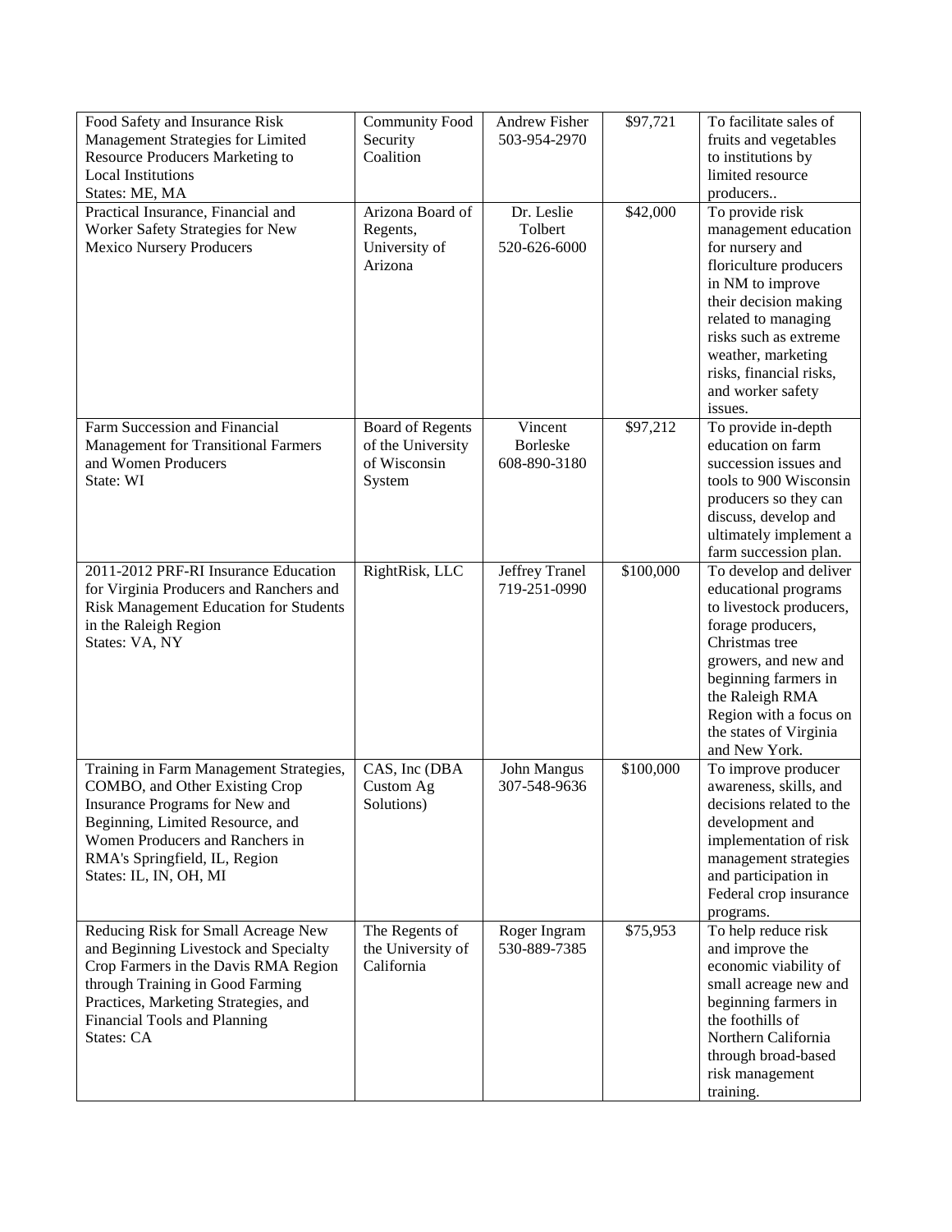| Food Safety and Insurance Risk Management Strategies for Limited Resource Producers Marketing to Local Institutions<br>States: ME, MA | Community Food Security Coalition | Andrew Fisher<br>503-954-2970 | \$97,721 | To facilitate sales of fruits and vegetables to institutions by limited resource producers.. |
|---|---|---|---|---|
| Practical Insurance, Financial and Worker Safety Strategies for New Mexico Nursery Producers | Arizona Board of Regents, University of Arizona | Dr. Leslie Tolbert<br>520-626-6000 | \$42,000 | To provide risk management education for nursery and floriculture producers in NM to improve their decision making related to managing risks such as extreme weather, marketing risks, financial risks, and worker safety issues. |
| Farm Succession and Financial Management for Transitional Farmers and Women Producers<br>State: WI | Board of Regents of the University of Wisconsin System | Vincent Borleske<br>608-890-3180 | \$97,212 | To provide in-depth education on farm succession issues and tools to 900 Wisconsin producers so they can discuss, develop and ultimately implement a farm succession plan. |
| 2011-2012 PRF-RI Insurance Education for Virginia Producers and Ranchers and Risk Management Education for Students in the Raleigh Region<br>States: VA, NY | RightRisk, LLC | Jeffrey Tranel<br>719-251-0990 | \$100,000 | To develop and deliver educational programs to livestock producers, forage producers, Christmas tree growers, and new and beginning farmers in the Raleigh RMA Region with a focus on the states of Virginia and New York. |
| Training in Farm Management Strategies, COMBO, and Other Existing Crop Insurance Programs for New and Beginning, Limited Resource, and Women Producers and Ranchers in RMA's Springfield, IL, Region<br>States: IL, IN, OH, MI | CAS, Inc (DBA Custom Ag Solutions) | John Mangus<br>307-548-9636 | \$100,000 | To improve producer awareness, skills, and decisions related to the development and implementation of risk management strategies and participation in Federal crop insurance programs. |
| Reducing Risk for Small Acreage New and Beginning Livestock and Specialty Crop Farmers in the Davis RMA Region through Training in Good Farming Practices, Marketing Strategies, and Financial Tools and Planning<br>States: CA | The Regents of the University of California | Roger Ingram<br>530-889-7385 | \$75,953 | To help reduce risk and improve the economic viability of small acreage new and beginning farmers in the foothills of Northern California through broad-based risk management training. |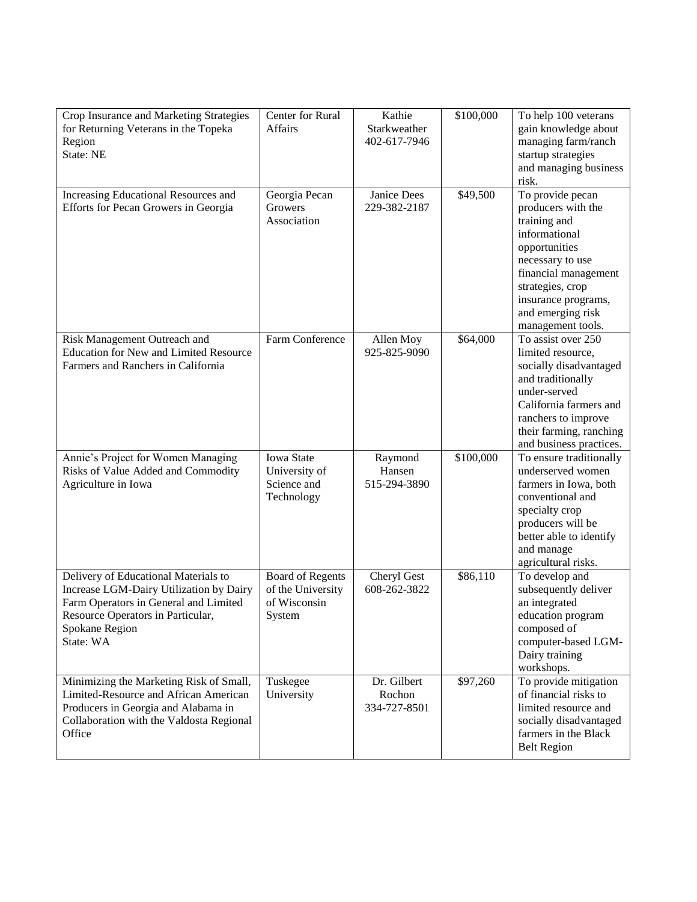| Crop Insurance and Marketing Strategies for Returning Veterans in the Topeka Region<br>State: NE | Center for Rural Affairs | Kathie Starkweather<br>402-617-7946 | $100,000 | To help 100 veterans gain knowledge about managing farm/ranch startup strategies and managing business risk. |
|---|---|---|---|---|
| Increasing Educational Resources and Efforts for Pecan Growers in Georgia | Georgia Pecan Growers Association | Janice Dees<br>229-382-2187 | $49,500 | To provide pecan producers with the training and informational opportunities necessary to use financial management strategies, crop insurance programs, and emerging risk management tools. |
| Risk Management Outreach and Education for New and Limited Resource Farmers and Ranchers in California | Farm Conference | Allen Moy<br>925-825-9090 | $64,000 | To assist over 250 limited resource, socially disadvantaged and traditionally under-served California farmers and ranchers to improve their farming, ranching and business practices. |
| Annie's Project for Women Managing Risks of Value Added and Commodity Agriculture in Iowa | Iowa State University of Science and Technology | Raymond Hansen<br>515-294-3890 | $100,000 | To ensure traditionally underserved women farmers in Iowa, both conventional and specialty crop producers will be better able to identify and manage agricultural risks. |
| Delivery of Educational Materials to Increase LGM-Dairy Utilization by Dairy Farm Operators in General and Limited Resource Operators in Particular, Spokane Region<br>State: WA | Board of Regents of the University of Wisconsin System | Cheryl Gest<br>608-262-3822 | $86,110 | To develop and subsequently deliver an integrated education program composed of computer-based LGM-Dairy training workshops. |
| Minimizing the Marketing Risk of Small, Limited-Resource and African American Producers in Georgia and Alabama in Collaboration with the Valdosta Regional Office | Tuskegee University | Dr. Gilbert Rochon<br>334-727-8501 | $97,260 | To provide mitigation of financial risks to limited resource and socially disadvantaged farmers in the Black Belt Region |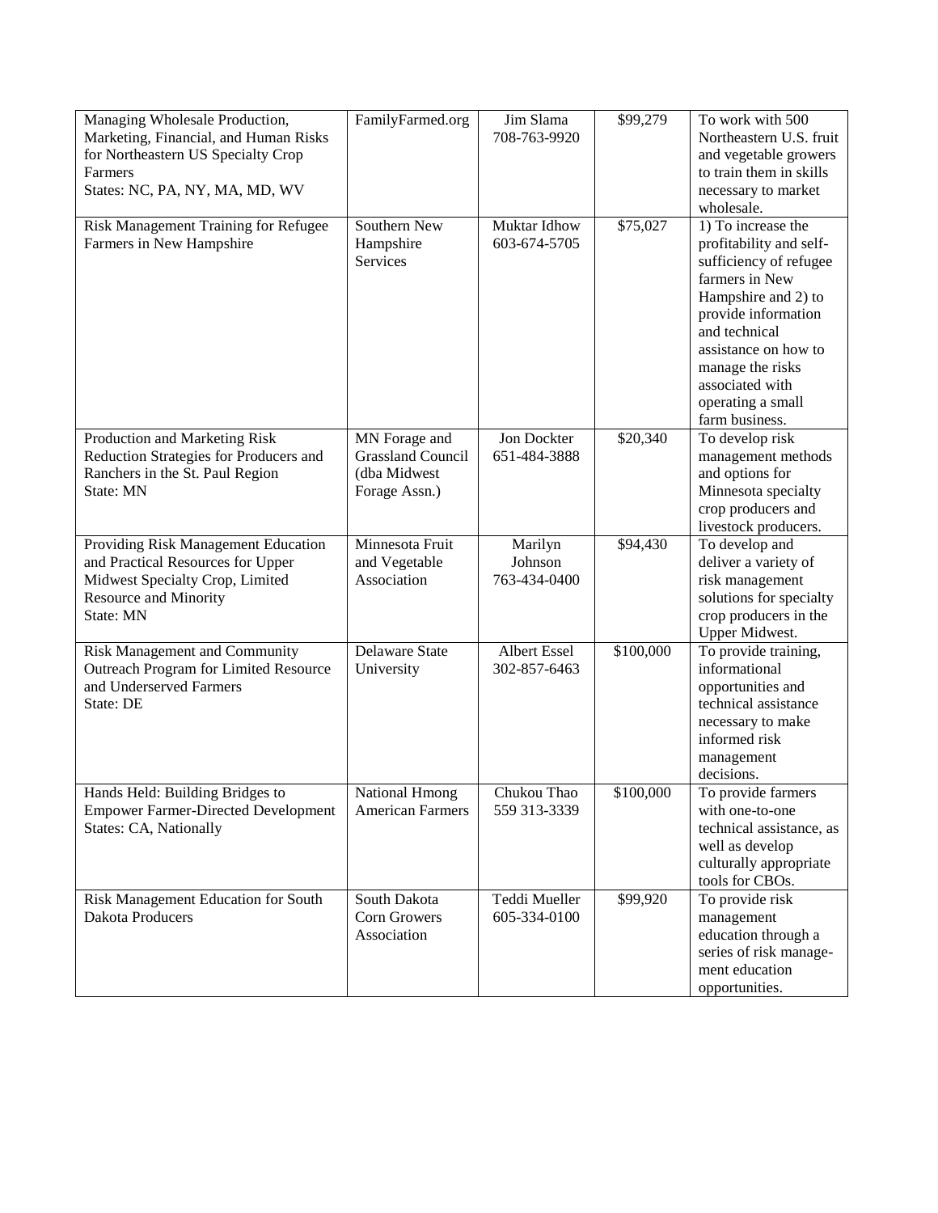| | | | | |
|---|---|---|---|---|
| Managing Wholesale Production, Marketing, Financial, and Human Risks for Northeastern US Specialty Crop Farmers<br>States: NC, PA, NY, MA, MD, WV | FamilyFarmed.org | Jim Slama<br>708-763-9920 | $99,279 | To work with 500 Northeastern U.S. fruit and vegetable growers to train them in skills necessary to market wholesale. |
| Risk Management Training for Refugee Farmers in New Hampshire | Southern New Hampshire Services | Muktar Idhow<br>603-674-5705 | $75,027 | 1) To increase the profitability and self-sufficiency of refugee farmers in New Hampshire and 2) to provide information and technical assistance on how to manage the risks associated with operating a small farm business. |
| Production and Marketing Risk Reduction Strategies for Producers and Ranchers in the St. Paul Region<br>State: MN | MN Forage and Grassland Council (dba Midwest Forage Assn.) | Jon Dockter<br>651-484-3888 | $20,340 | To develop risk management methods and options for Minnesota specialty crop producers and livestock producers. |
| Providing Risk Management Education and Practical Resources for Upper Midwest Specialty Crop, Limited Resource and Minority<br>State: MN | Minnesota Fruit and Vegetable Association | Marilyn Johnson<br>763-434-0400 | $94,430 | To develop and deliver a variety of risk management solutions for specialty crop producers in the Upper Midwest. |
| Risk Management and Community Outreach Program for Limited Resource and Underserved Farmers<br>State: DE | Delaware State University | Albert Essel<br>302-857-6463 | $100,000 | To provide training, informational opportunities and technical assistance necessary to make informed risk management decisions. |
| Hands Held: Building Bridges to Empower Farmer-Directed Development<br>States: CA, Nationally | National Hmong American Farmers | Chukou Thao<br>559 313-3339 | $100,000 | To provide farmers with one-to-one technical assistance, as well as develop culturally appropriate tools for CBOs. |
| Risk Management Education for South Dakota Producers | South Dakota Corn Growers Association | Teddi Mueller<br>605-334-0100 | $99,920 | To provide risk management education through a series of risk management education opportunities. |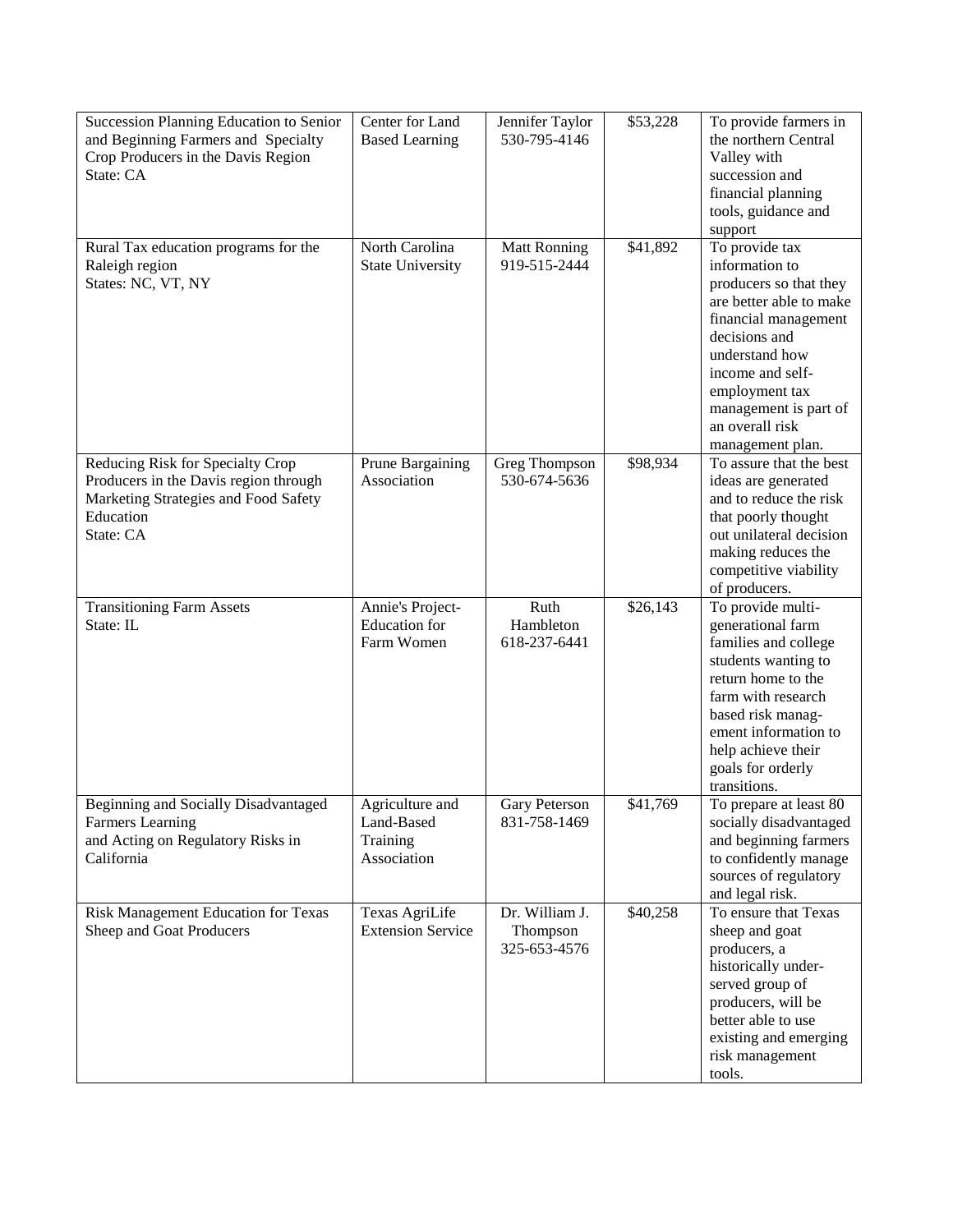| | | | | |
|---|---|---|---|---|
| Succession Planning Education to Senior and Beginning Farmers and Specialty Crop Producers in the Davis Region<br>State: CA | Center for Land Based Learning | Jennifer Taylor<br>530-795-4146 | $53,228 | To provide farmers in the northern Central Valley with succession and financial planning tools, guidance and support |
| Rural Tax education programs for the Raleigh region<br>States: NC, VT, NY | North Carolina State University | Matt Ronning<br>919-515-2444 | $41,892 | To provide tax information to producers so that they are better able to make financial management decisions and understand how income and self-employment tax management is part of an overall risk management plan. |
| Reducing Risk for Specialty Crop Producers in the Davis region through Marketing Strategies and Food Safety Education<br>State: CA | Prune Bargaining Association | Greg Thompson<br>530-674-5636 | $98,934 | To assure that the best ideas are generated and to reduce the risk that poorly thought out unilateral decision making reduces the competitive viability of producers. |
| Transitioning Farm Assets<br>State: IL | Annie's Project-Education for Farm Women | Ruth Hambleton<br>618-237-6441 | $26,143 | To provide multi-generational farm families and college students wanting to return home to the farm with research based risk management information to help achieve their goals for orderly transitions. |
| Beginning and Socially Disadvantaged Farmers Learning and Acting on Regulatory Risks in California | Agriculture and Land-Based Training Association | Gary Peterson<br>831-758-1469 | $41,769 | To prepare at least 80 socially disadvantaged and beginning farmers to confidently manage sources of regulatory and legal risk. |
| Risk Management Education for Texas Sheep and Goat Producers | Texas AgriLife Extension Service | Dr. William J. Thompson<br>325-653-4576 | $40,258 | To ensure that Texas sheep and goat producers, a historically under-served group of producers, will be better able to use existing and emerging risk management tools. |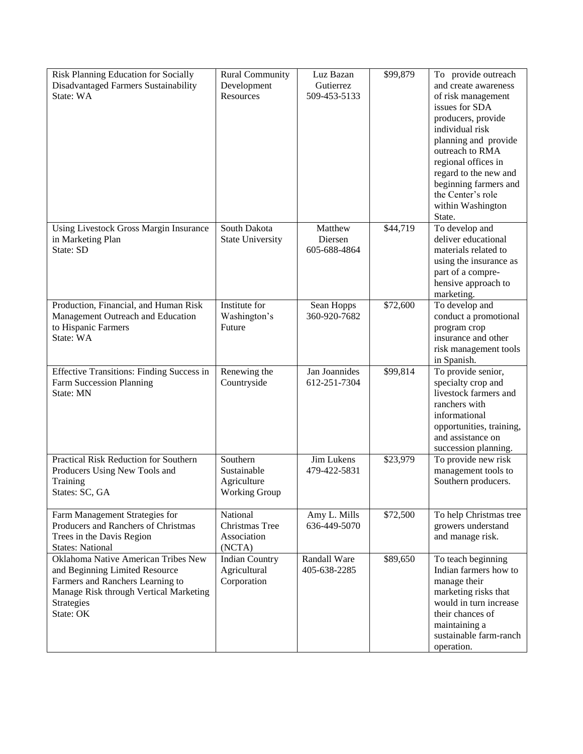| Risk Planning Education for Socially Disadvantaged Farmers Sustainability<br>State: WA | Rural Community Development Resources | Luz Bazan Gutierrez<br>509-453-5133 | \$99,879 | To provide outreach and create awareness of risk management issues for SDA producers, provide individual risk planning and provide outreach to RMA regional offices in regard to the new and beginning farmers and the Center's role within Washington State. |
|---|---|---|---|---|
| Using Livestock Gross Margin Insurance in Marketing Plan<br>State: SD | South Dakota State University | Matthew Diersen<br>605-688-4864 | \$44,719 | To develop and deliver educational materials related to using the insurance as part of a compre-hensive approach to marketing. |
| Production, Financial, and Human Risk Management Outreach and Education to Hispanic Farmers<br>State: WA | Institute for Washington's Future | Sean Hopps<br>360-920-7682 | \$72,600 | To develop and conduct a promotional program crop insurance and other risk management tools in Spanish. |
| Effective Transitions: Finding Success in Farm Succession Planning<br>State: MN | Renewing the Countryside | Jan Joannides<br>612-251-7304 | \$99,814 | To provide senior, specialty crop and livestock farmers and ranchers with informational opportunities, training, and assistance on succession planning. |
| Practical Risk Reduction for Southern Producers Using New Tools and Training<br>States: SC, GA | Southern Sustainable Agriculture Working Group | Jim Lukens<br>479-422-5831 | \$23,979 | To provide new risk management tools to Southern producers. |
| Farm Management Strategies for Producers and Ranchers of Christmas Trees in the Davis Region<br>States: National | National Christmas Tree Association (NCTA) | Amy L. Mills<br>636-449-5070 | \$72,500 | To help Christmas tree growers understand and manage risk. |
| Oklahoma Native American Tribes New and Beginning Limited Resource Farmers and Ranchers Learning to Manage Risk through Vertical Marketing Strategies<br>State: OK | Indian Country Agricultural Corporation | Randall Ware<br>405-638-2285 | \$89,650 | To teach beginning Indian farmers how to manage their marketing risks that would in turn increase their chances of maintaining a sustainable farm-ranch operation. |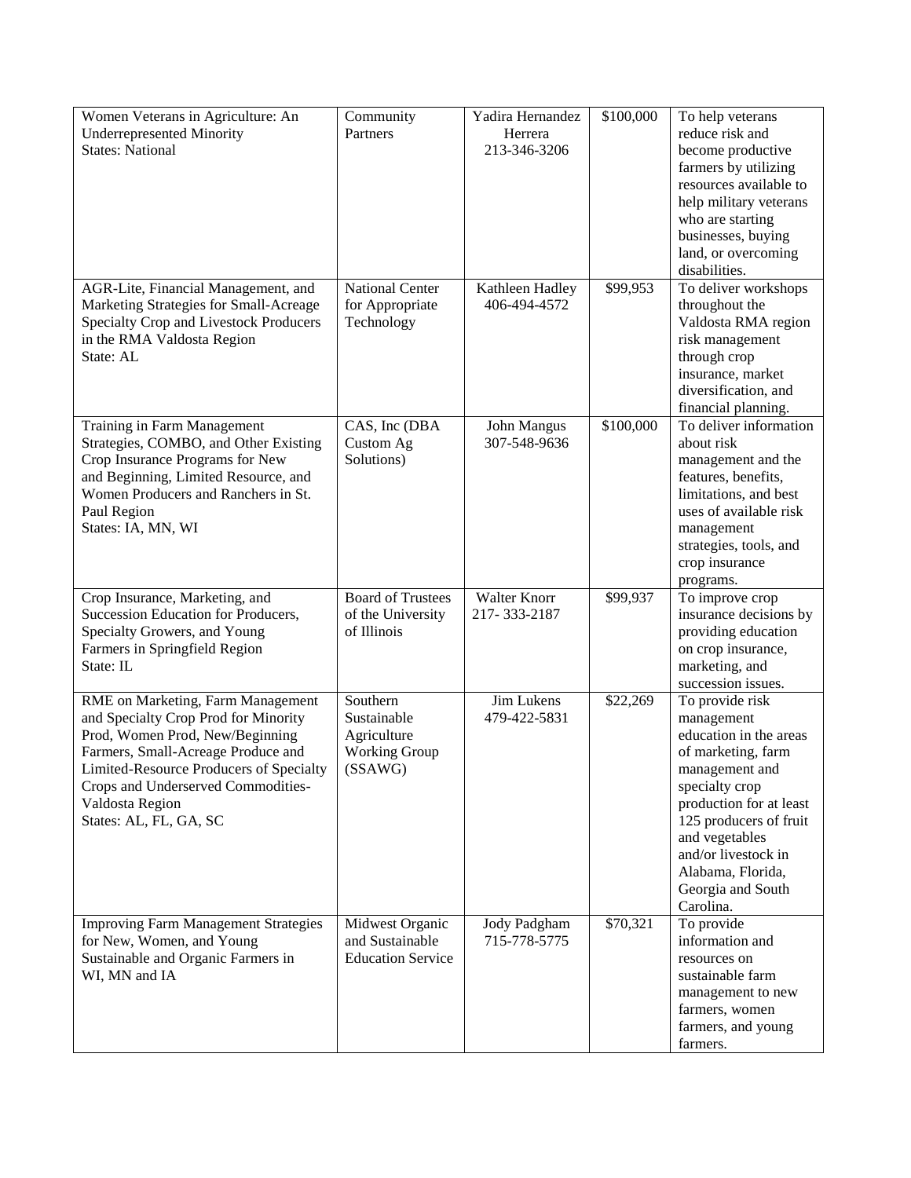| Women Veterans in Agriculture: An Underrepresented Minority<br>States: National | Community Partners | Yadira Hernandez Herrera<br>213-346-3206 | $100,000 | To help veterans reduce risk and become productive farmers by utilizing resources available to help military veterans who are starting businesses, buying land, or overcoming disabilities. |
|---|---|---|---|---|
| AGR-Lite, Financial Management, and Marketing Strategies for Small-Acreage Specialty Crop and Livestock Producers in the RMA Valdosta Region<br>State: AL | National Center for Appropriate Technology | Kathleen Hadley<br>406-494-4572 | $99,953 | To deliver workshops throughout the Valdosta RMA region risk management through crop insurance, market diversification, and financial planning. |
| Training in Farm Management Strategies, COMBO, and Other Existing Crop Insurance Programs for New and Beginning, Limited Resource, and Women Producers and Ranchers in St. Paul Region<br>States: IA, MN, WI | CAS, Inc (DBA Custom Ag Solutions) | John Mangus<br>307-548-9636 | $100,000 | To deliver information about risk management and the features, benefits, limitations, and best uses of available risk management strategies, tools, and crop insurance programs. |
| Crop Insurance, Marketing, and Succession Education for Producers, Specialty Growers, and Young Farmers in Springfield Region<br>State: IL | Board of Trustees of the University of Illinois | Walter Knorr<br>217- 333-2187 | $99,937 | To improve crop insurance decisions by providing education on crop insurance, marketing, and succession issues. |
| RME on Marketing, Farm Management and Specialty Crop Prod for Minority Prod, Women Prod, New/Beginning Farmers, Small-Acreage Produce and Limited-Resource Producers of Specialty Crops and Underserved Commodities-Valdosta Region<br>States: AL, FL, GA, SC | Southern Sustainable Agriculture Working Group (SSAWG) | Jim Lukens<br>479-422-5831 | $22,269 | To provide risk management education in the areas of marketing, farm management and specialty crop production for at least 125 producers of fruit and vegetables and/or livestock in Alabama, Florida, Georgia and South Carolina. |
| Improving Farm Management Strategies for New, Women, and Young Sustainable and Organic Farmers in WI, MN and IA | Midwest Organic and Sustainable Education Service | Jody Padgham<br>715-778-5775 | $70,321 | To provide information and resources on sustainable farm management to new farmers, women farmers, and young farmers. |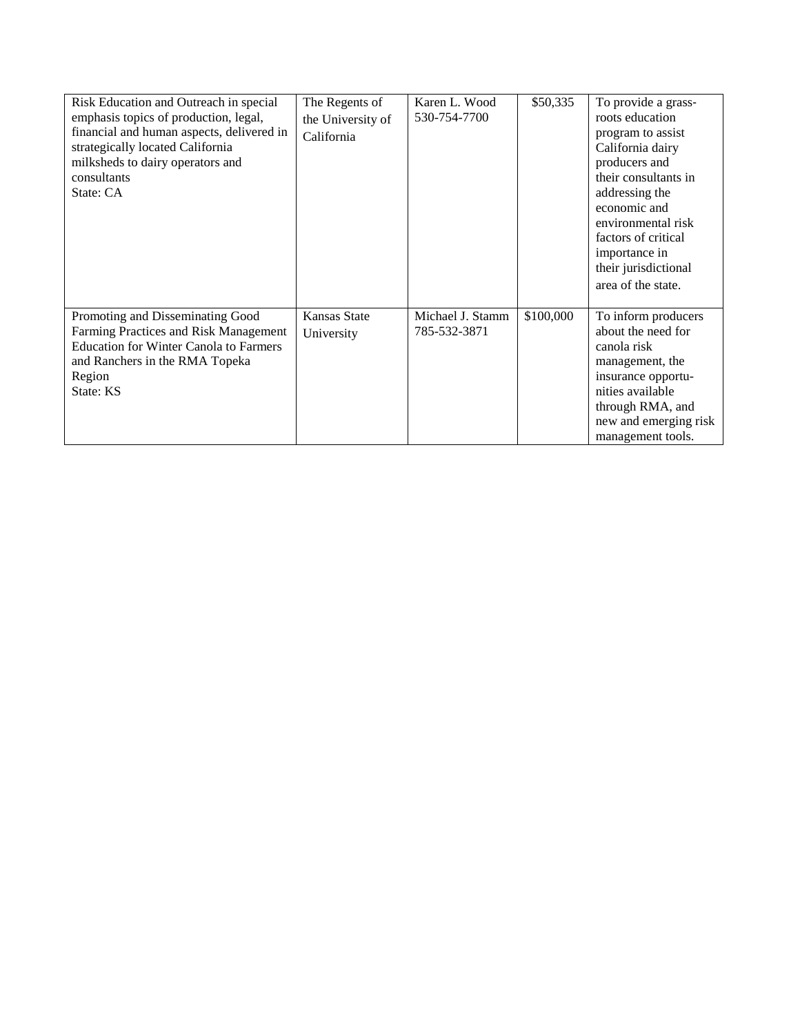| | | | | |
|---|---|---|---|---|
| Risk Education and Outreach in special emphasis topics of production, legal, financial and human aspects, delivered in strategically located California milksheds to dairy operators and consultants<br>State: CA | The Regents of the University of California | Karen L. Wood<br>530-754-7700 | \$50,335 | To provide a grass-roots education program to assist California dairy producers and their consultants in addressing the economic and environmental risk factors of critical importance in their jurisdictional area of the state. |
| Promoting and Disseminating Good Farming Practices and Risk Management Education for Winter Canola to Farmers and Ranchers in the RMA Topeka Region<br>State: KS | Kansas State University | Michael J. Stamm<br>785-532-3871 | \$100,000 | To inform producers about the need for canola risk management, the insurance opportunities available through RMA, and new and emerging risk management tools. |